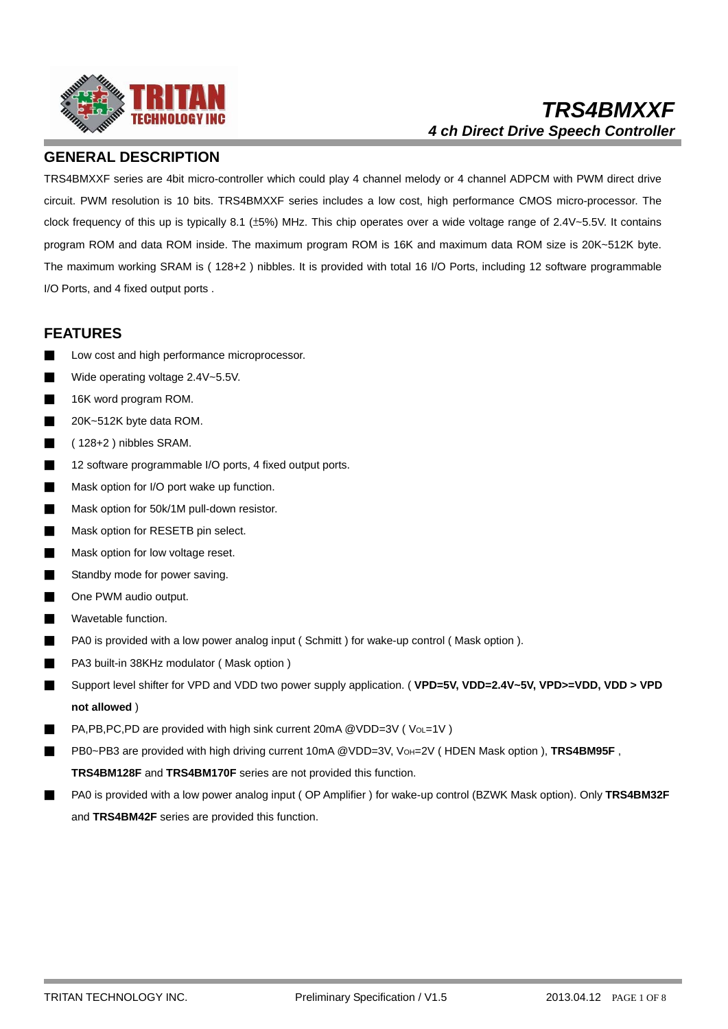# TRS4BMXXF

## *4 ch Direct Drive Speech Controller*

## GENERAL DESCRIPTION

TRS4BMXXF series are 4bit micro-controller which could play 4 channel melody or 4 channel ADPCM with PWM direct drive circuit. PWM resolution is 10 bits. TRS4BMXXF series includes a low cost, high performance CMOS micro-processor. The clock frequency of this up is typically 8.1 (±5%) MHz. This chip operates over a wide voltage range of 2.4V~5.5V. It contains program ROM and data ROM inside. The maximum program ROM is 16K and maximum data ROM size is 20K~512K byte. The maximum working SRAM is ( 128+2 ) nibbles. It is provided with total 16 I/O Ports, including 12 software programmable I/O Ports, and 4 fixed output ports .

## FEATURES

- Low cost and high performance microprocessor.
- Wide operating voltage 2.4V~5.5V.
- 16K word program ROM.
- 20K~512K byte data ROM.
- ( 128+2 ) nibbles SRAM.
- 12 software programmable I/O ports, 4 fixed output ports.
- Mask option for I/O port wake up function.
- Mask option for 50k/1M pull-down resistor.
- Mask option for RESETB pin select.
- Mask option for low voltage reset.
- Standby mode for power saving.
- One PWM audio output.
- Wavetable function.
- PA0 is provided with a low power analog input ( Schmitt ) for wake-up control ( Mask option ).
- PA3 built-in 38KHz modulator ( Mask option )
- Support level shifter for VPD and VDD two power supply application. ( **VPD=5V, VDD=2.4V~5V, VPD>=VDD, VDD > VPD not allowed** )
- PA,PB,PC,PD are provided with high sink current 20mA @VDD=3V ( $V_{OL}$=1V )
- PB0~PB3 are provided with high driving current 10mA @VDD=3V, $V_{OH}$=2V ( HDEN Mask option ), **TRS4BM95F** , **TRS4BM128F** and **TRS4BM170F** series are not provided this function.
- PA0 is provided with a low power analog input ( OP Amplifier ) for wake-up control (BZWK Mask option). Only **TRS4BM32F** and **TRS4BM42F** series are provided this function.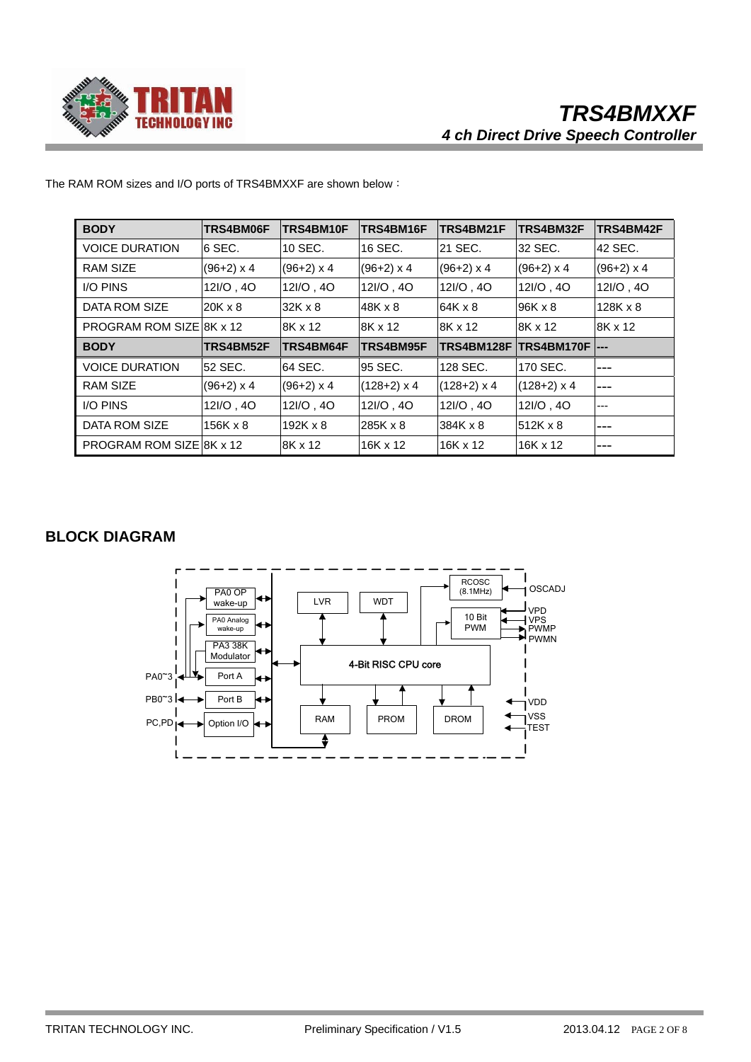The RAM ROM sizes and I/O ports of TRS4BMXXF are shown below：

| BODY | TRS4BM06F | TRS4BM10F | TRS4BM16F | TRS4BM21F | TRS4BM32F | TRS4BM42F |
|---|---|---|---|---|---|---|
| VOICE DURATION | 6 SEC. | 10 SEC. | 16 SEC. | 21 SEC. | 32 SEC. | 42 SEC. |
| RAM SIZE | (96+2) x 4 | (96+2) x 4 | (96+2) x 4 | (96+2) x 4 | (96+2) x 4 | (96+2) x 4 |
| I/O PINS | 12I/O , 4O | 12I/O , 4O | 12I/O , 4O | 12I/O , 4O | 12I/O , 4O | 12I/O , 4O |
| DATA ROM SIZE | 20K x 8 | 32K x 8 | 48K x 8 | 64K x 8 | 96K x 8 | 128K x 8 |
| PROGRAM ROM SIZE | 8K x 12 | 8K x 12 | 8K x 12 | 8K x 12 | 8K x 12 | 8K x 12 |
| **BODY** | **TRS4BM52F** | **TRS4BM64F** | **TRS4BM95F** | **TRS4BM128F** | **TRS4BM170F** | **---** |
| VOICE DURATION | 52 SEC. | 64 SEC. | 95 SEC. | 128 SEC. | 170 SEC. | --- |
| RAM SIZE | (96+2) x 4 | (96+2) x 4 | (128+2) x 4 | (128+2) x 4 | (128+2) x 4 | --- |
| I/O PINS | 12I/O , 4O | 12I/O , 4O | 12I/O , 4O | 12I/O , 4O | 12I/O , 4O | --- |
| DATA ROM SIZE | 156K x 8 | 192K x 8 | 285K x 8 | 384K x 8 | 512K x 8 | --- |
| PROGRAM ROM SIZE | 8K x 12 | 8K x 12 | 16K x 12 | 16K x 12 | 16K x 12 | --- |

## BLOCK DIAGRAM

PA0 OP wake-up, PA0 Analog wake-up, PA3 38K Modulator, Port A, Port B, Option I/O, LVR, WDT, RCOSC (8.1MHz), 10 Bit PWM, 4-Bit RISC CPU core, RAM, PROM, DROM

PA0~3, PB0~3, PC,PD, OSCADJ, VPD, VPS, PWMP, PWMN, VDD, VSS, TEST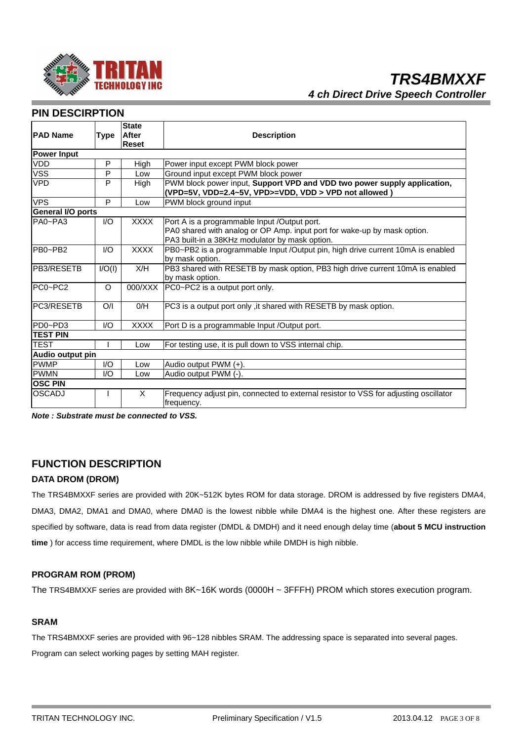## PIN DESCIRPTION

| PAD Name | Type | State After Reset | Description |
|---|---|---|---|
| **Power Input** | | | |
| VDD | P | High | Power input except PWM block power |
| VSS | P | Low | Ground input except PWM block power |
| VPD | P | High | PWM block power input, **Support VPD and VDD two power supply application, (VPD=5V, VDD=2.4~5V, VPD>=VDD, VDD > VPD not allowed )** |
| VPS | P | Low | PWM block ground input |
| **General I/O ports** | | | |
| PA0~PA3 | I/O | XXXX | Port A is a programmable Input /Output port. PA0 shared with analog or OP Amp. input port for wake-up by mask option. PA3 built-in a 38KHz modulator by mask option. |
| PB0~PB2 | I/O | XXXX | PB0~PB2 is a programmable Input /Output pin, high drive current 10mA is enabled by mask option. |
| PB3/RESETB | I/O(I) | X/H | PB3 shared with RESETB by mask option, PB3 high drive current 10mA is enabled by mask option. |
| PC0~PC2 | O | 000/XXX | PC0~PC2 is a output port only. |
| PC3/RESETB | O/I | 0/H | PC3 is a output port only ,it shared with RESETB by mask option. |
| PD0~PD3 | I/O | XXXX | Port D is a programmable Input /Output port. |
| **TEST PIN** | | | |
| TEST | I | Low | For testing use, it is pull down to VSS internal chip. |
| **Audio output pin** | | | |
| PWMP | I/O | Low | Audio output PWM (+). |
| PWMN | I/O | Low | Audio output PWM (-). |
| **OSC PIN** | | | |
| OSCADJ | I | X | Frequency adjust pin, connected to external resistor to VSS for adjusting oscillator frequency. |

***Note : Substrate must be connected to VSS.***

## FUNCTION DESCRIPTION

### DATA DROM (DROM)

The TRS4BMXXF series are provided with 20K~512K bytes ROM for data storage. DROM is addressed by five registers DMA4, DMA3, DMA2, DMA1 and DMA0, where DMA0 is the lowest nibble while DMA4 is the highest one. After these registers are specified by software, data is read from data register (DMDL & DMDH) and it need enough delay time (**about 5 MCU instruction time** ) for access time requirement, where DMDL is the low nibble while DMDH is high nibble.

### PROGRAM ROM (PROM)

The TRS4BMXXF series are provided with 8K~16K words (0000H ~ 3FFFH) PROM which stores execution program.

### SRAM

The TRS4BMXXF series are provided with 96~128 nibbles SRAM. The addressing space is separated into several pages. Program can select working pages by setting MAH register.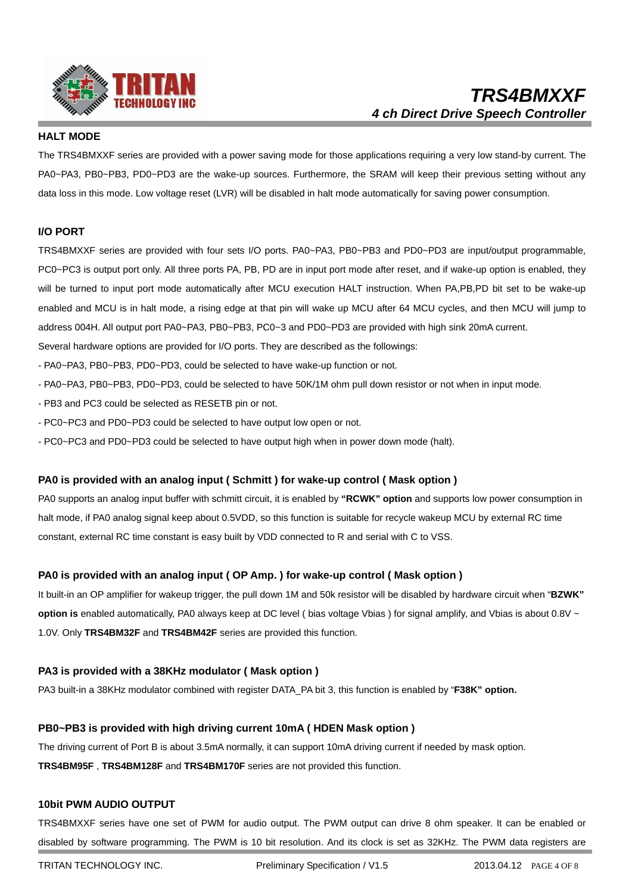## HALT MODE

The TRS4BMXXF series are provided with a power saving mode for those applications requiring a very low stand-by current. The PA0~PA3, PB0~PB3, PD0~PD3 are the wake-up sources. Furthermore, the SRAM will keep their previous setting without any data loss in this mode. Low voltage reset (LVR) will be disabled in halt mode automatically for saving power consumption.

## I/O PORT

TRS4BMXXF series are provided with four sets I/O ports. PA0~PA3, PB0~PB3 and PD0~PD3 are input/output programmable, PC0~PC3 is output port only. All three ports PA, PB, PD are in input port mode after reset, and if wake-up option is enabled, they will be turned to input port mode automatically after MCU execution HALT instruction. When PA,PB,PD bit set to be wake-up enabled and MCU is in halt mode, a rising edge at that pin will wake up MCU after 64 MCU cycles, and then MCU will jump to address 004H. All output port PA0~PA3, PB0~PB3, PC0~3 and PD0~PD3 are provided with high sink 20mA current.

Several hardware options are provided for I/O ports. They are described as the followings:

- PA0~PA3, PB0~PB3, PD0~PD3, could be selected to have wake-up function or not.
- PA0~PA3, PB0~PB3, PD0~PD3, could be selected to have 50K/1M ohm pull down resistor or not when in input mode.
- PB3 and PC3 could be selected as RESETB pin or not.
- PC0~PC3 and PD0~PD3 could be selected to have output low open or not.
- PC0~PC3 and PD0~PD3 could be selected to have output high when in power down mode (halt).

## PA0 is provided with an analog input ( Schmitt ) for wake-up control ( Mask option )

PA0 supports an analog input buffer with schmitt circuit, it is enabled by **"RCWK" option** and supports low power consumption in halt mode, if PA0 analog signal keep about 0.5VDD, so this function is suitable for recycle wakeup MCU by external RC time constant, external RC time constant is easy built by VDD connected to R and serial with C to VSS.

## PA0 is provided with an analog input ( OP Amp. ) for wake-up control ( Mask option )

It built-in an OP amplifier for wakeup trigger, the pull down 1M and 50k resistor will be disabled by hardware circuit when "**BZWK" option is** enabled automatically, PA0 always keep at DC level ( bias voltage Vbias ) for signal amplify, and Vbias is about 0.8V ~ 1.0V. Only **TRS4BM32F** and **TRS4BM42F** series are provided this function.

## PA3 is provided with a 38KHz modulator ( Mask option )

PA3 built-in a 38KHz modulator combined with register DATA_PA bit 3, this function is enabled by "**F38K" option.**

## PB0~PB3 is provided with high driving current 10mA ( HDEN Mask option )

The driving current of Port B is about 3.5mA normally, it can support 10mA driving current if needed by mask option.
**TRS4BM95F** , **TRS4BM128F** and **TRS4BM170F** series are not provided this function.

## 10bit PWM AUDIO OUTPUT

TRS4BMXXF series have one set of PWM for audio output. The PWM output can drive 8 ohm speaker. It can be enabled or disabled by software programming. The PWM is 10 bit resolution. And its clock is set as 32KHz. The PWM data registers are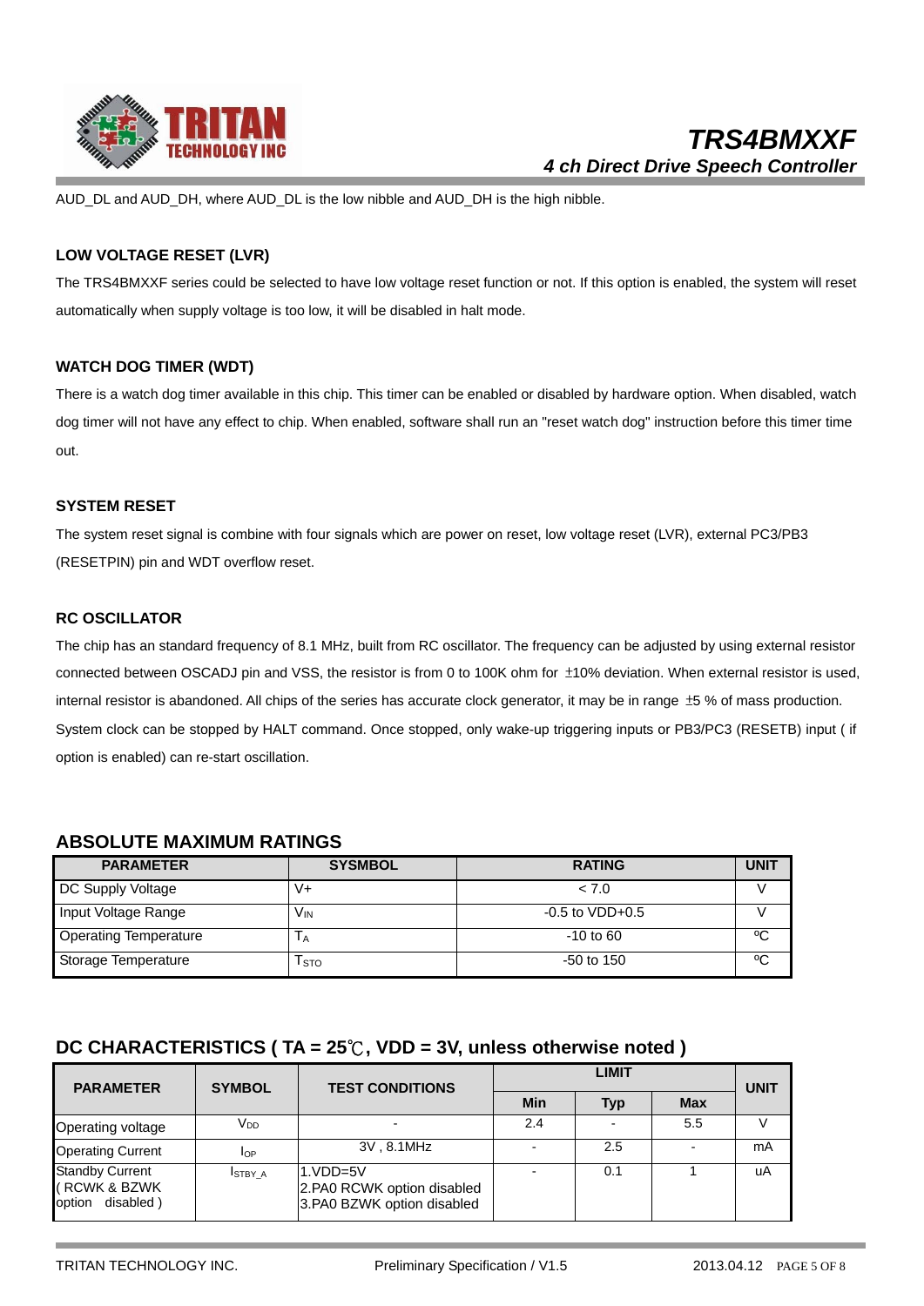AUD_DL and AUD_DH, where AUD_DL is the low nibble and AUD_DH is the high nibble.

### LOW VOLTAGE RESET (LVR)

The TRS4BMXXF series could be selected to have low voltage reset function or not. If this option is enabled, the system will reset automatically when supply voltage is too low, it will be disabled in halt mode.

### WATCH DOG TIMER (WDT)

There is a watch dog timer available in this chip. This timer can be enabled or disabled by hardware option. When disabled, watch dog timer will not have any effect to chip. When enabled, software shall run an "reset watch dog" instruction before this timer time out.

### SYSTEM RESET

The system reset signal is combine with four signals which are power on reset, low voltage reset (LVR), external PC3/PB3 (RESETPIN) pin and WDT overflow reset.

### RC OSCILLATOR

The chip has an standard frequency of 8.1 MHz, built from RC oscillator. The frequency can be adjusted by using external resistor connected between OSCADJ pin and VSS, the resistor is from 0 to 100K ohm for ±10% deviation. When external resistor is used, internal resistor is abandoned. All chips of the series has accurate clock generator, it may be in range ±5 % of mass production. System clock can be stopped by HALT command. Once stopped, only wake-up triggering inputs or PB3/PC3 (RESETB) input ( if option is enabled) can re-start oscillation.

## ABSOLUTE MAXIMUM RATINGS

| PARAMETER | SYSMBOL | RATING | UNIT |
|---|---|---|---|
| DC Supply Voltage | V+ | < 7.0 | V |
| Input Voltage Range | $V_{IN}$ | -0.5 to VDD+0.5 | V |
| Operating Temperature | $T_A$ | -10 to 60 | ºC |
| Storage Temperature | $T_{STO}$ | -50 to 150 | ºC |

## DC CHARACTERISTICS ( TA = 25℃, VDD = 3V, unless otherwise noted )

| PARAMETER | SYMBOL | TEST CONDITIONS | LIMIT | | | UNIT |
|---|---|---|---|---|---|---|
| | | | Min | Typ | Max | |
| Operating voltage | $V_{DD}$ | - | 2.4 | - | 5.5 | V |
| Operating Current | $I_{OP}$ | 3V , 8.1MHz | - | 2.5 | - | mA |
| Standby Current ( RCWK & BZWK option disabled ) | $I_{STBY\_A}$ | 1.VDD=5V 2.PA0 RCWK option disabled 3.PA0 BZWK option disabled | - | 0.1 | 1 | uA |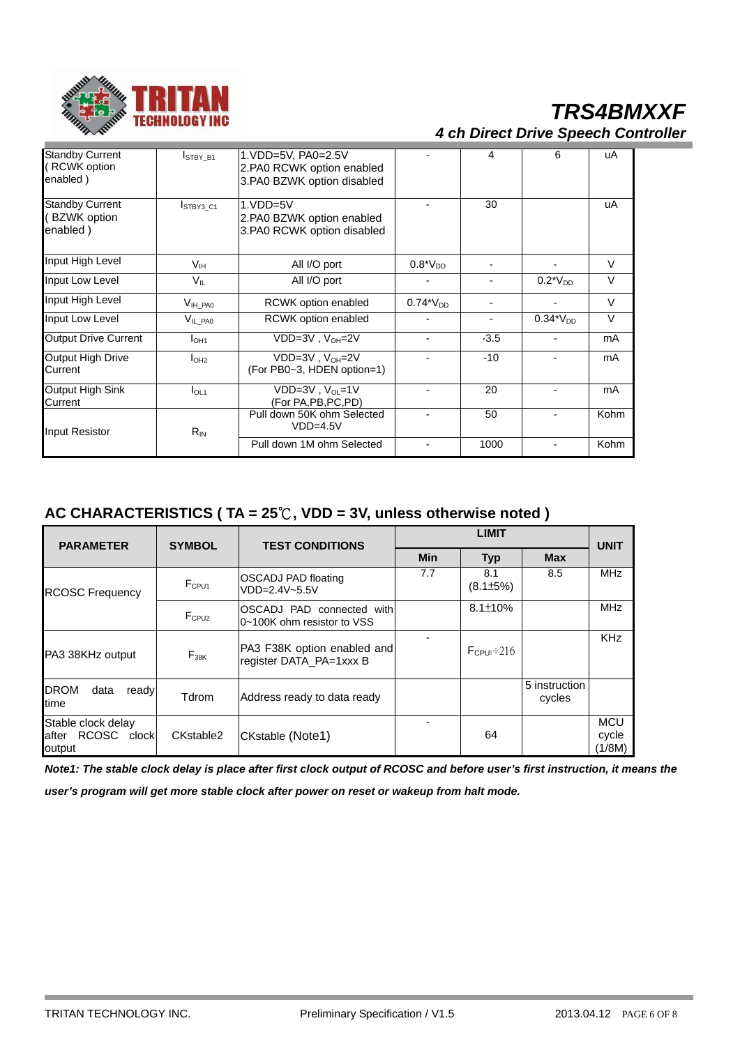| Standby Current ( RCWK option enabled ) | $I_{STBY\_B1}$ | 1.VDD=5V, PA0=2.5V<br>2.PA0 RCWK option enabled<br>3.PA0 BZWK option disabled | - | 4 | 6 | uA |
|---|---|---|---|---|---|---|
| Standby Current ( BZWK option enabled ) | $I_{STBY3\_C1}$ | 1.VDD=5V<br>2.PA0 BZWK option enabled<br>3.PA0 RCWK option disabled | - | 30 | | uA |
| Input High Level | $V_{IH}$ | All I/O port | $0.8*V_{DD}$ | - | - | V |
| Input Low Level | $V_{IL}$ | All I/O port | - | - | $0.2*V_{DD}$ | V |
| Input High Level | $V_{IH\_PA0}$ | RCWK option enabled | $0.74*V_{DD}$ | - | - | V |
| Input Low Level | $V_{IL\_PA0}$ | RCWK option enabled | - | - | $0.34*V_{DD}$ | V |
| Output Drive Current | $I_{OH1}$ | VDD=3V , $V_{OH}$=2V | - | -3.5 | - | mA |
| Output High Drive Current | $I_{OH2}$ | VDD=3V , $V_{OH}$=2V<br>(For PB0~3, HDEN option=1) | - | -10 | - | mA |
| Output High Sink Current | $I_{OL1}$ | VDD=3V , $V_{OL}$=1V<br>(For PA,PB,PC,PD) | - | 20 | - | mA |
| Input Resistor | $R_{IN}$ | Pull down 50K ohm Selected<br>VDD=4.5V | - | 50 | - | Kohm |
| | | Pull down 1M ohm Selected | - | 1000 | - | Kohm |

## AC CHARACTERISTICS ( TA = 25℃, VDD = 3V, unless otherwise noted )

| PARAMETER | SYMBOL | TEST CONDITIONS | LIMIT | | | UNIT |
|---|---|---|---|---|---|---|
| | | | Min | Typ | Max | |
| RCOSC Frequency | $F_{CPU1}$ | OSCADJ PAD floating<br>VDD=2.4V~5.5V | 7.7 | 8.1<br>(8.1±5%) | 8.5 | MHz |
| | $F_{CPU2}$ | OSCADJ PAD connected with 0~100K ohm resistor to VSS | | 8.1±10% | | MHz |
| PA3 38KHz output | $F_{38K}$ | PA3 F38K option enabled and register DATA_PA=1xxx B | - | $F_{CPU1}$÷216 | | KHz |
| DROM data ready time | Tdrom | Address ready to data ready | | | 5 instruction cycles | |
| Stable clock delay after RCOSC clock output | CKstable2 | CKstable (Note1) | - | 64 | | MCU cycle (1/8M) |

***Note1: The stable clock delay is place after first clock output of RCOSC and before user's first instruction, it means the user's program will get more stable clock after power on reset or wakeup from halt mode.***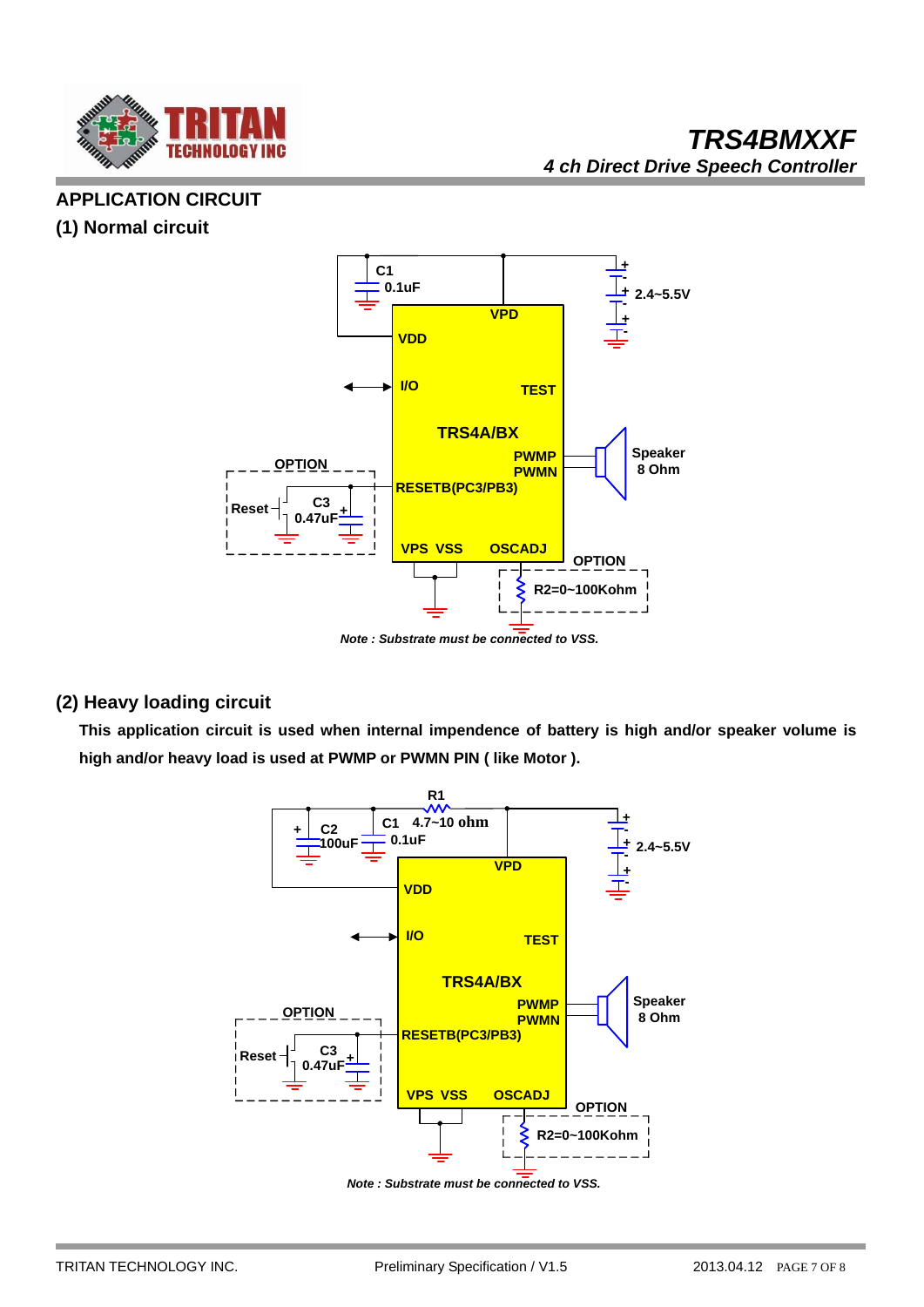## APPLICATION CIRCUIT

### (1) Normal circuit

C1 0.1uF

VPD

VDD

2.4~5.5V

I/O

TEST

TRS4A/BX

PWMP

PWMN

Speaker 8 Ohm

OPTION

Reset

C3 0.47uF

RESETB(PC3/PB3)

VPS VSS

OSCADJ

OPTION

R2=0~100Kohm

*Note : Substrate must be connected to VSS.*

### (2) Heavy loading circuit

**This application circuit is used when internal impendence of battery is high and/or speaker volume is high and/or heavy load is used at PWMP or PWMN PIN ( like Motor ).**

R1 4.7~10 ohm

C2 100uF

C1 0.1uF

VPD

VDD

2.4~5.5V

I/O

TEST

TRS4A/BX

PWMP

PWMN

Speaker 8 Ohm

OPTION

Reset

C3 0.47uF

RESETB(PC3/PB3)

VPS VSS

OSCADJ

OPTION

R2=0~100Kohm

*Note : Substrate must be connected to VSS.*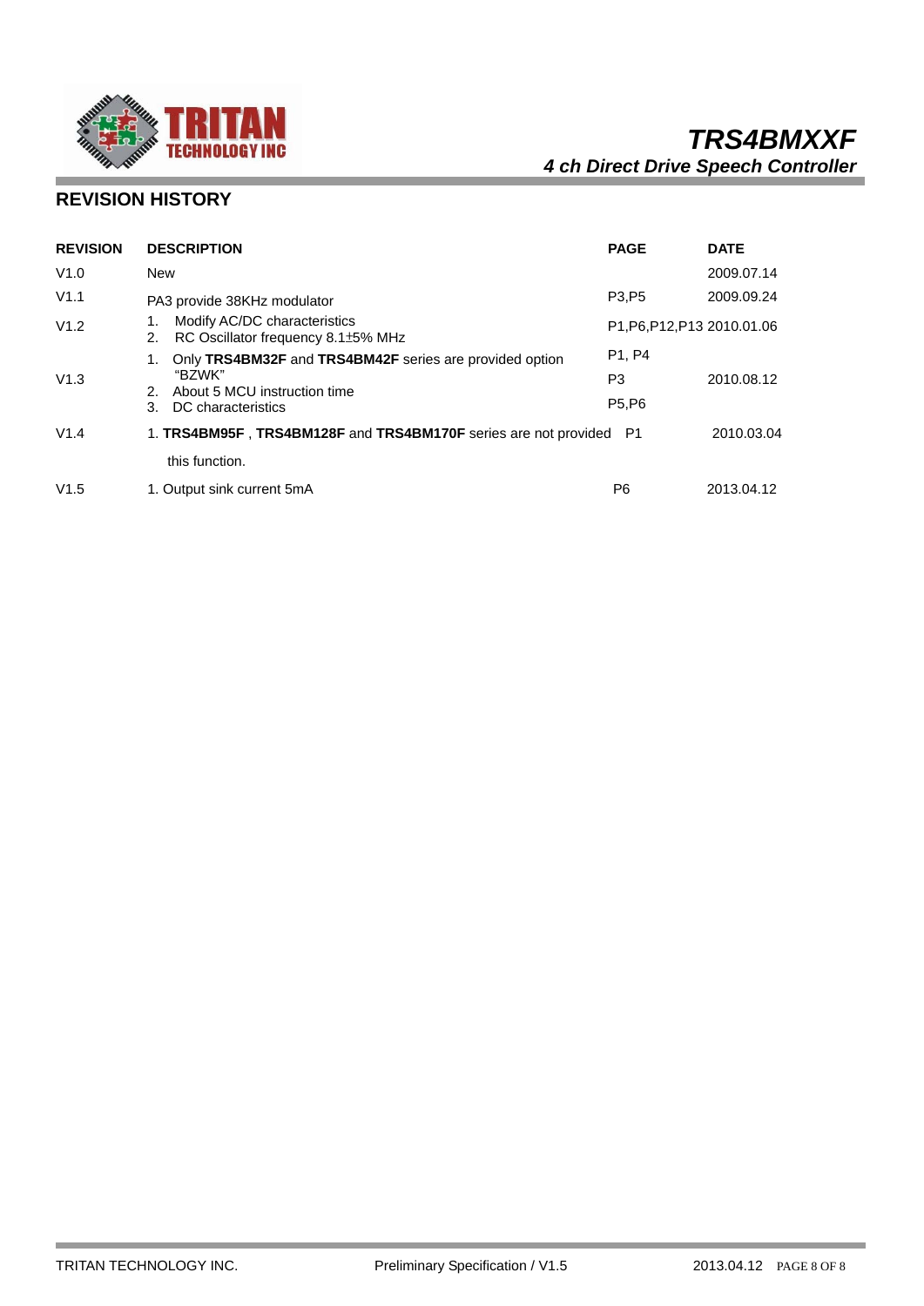## REVISION HISTORY

| REVISION | DESCRIPTION | PAGE | DATE |
|---|---|---|---|
| V1.0 | New | | 2009.07.14 |
| V1.1 | PA3 provide 38KHz modulator | P3,P5 | 2009.09.24 |
| V1.2 | 1. Modify AC/DC characteristics<br>2. RC Oscillator frequency 8.1±5% MHz | P1,P6,P12,P13 | 2010.01.06 |
| V1.3 | 1. Only **TRS4BM32F** and **TRS4BM42F** series are provided option "BZWK"<br>2. About 5 MCU instruction time<br>3. DC characteristics | P1, P4<br>P3<br>P5,P6 | 2010.08.12 |
| V1.4 | 1. **TRS4BM95F** , **TRS4BM128F** and **TRS4BM170F** series are not provided this function. | P1 | 2010.03.04 |
| V1.5 | 1. Output sink current 5mA | P6 | 2013.04.12 |